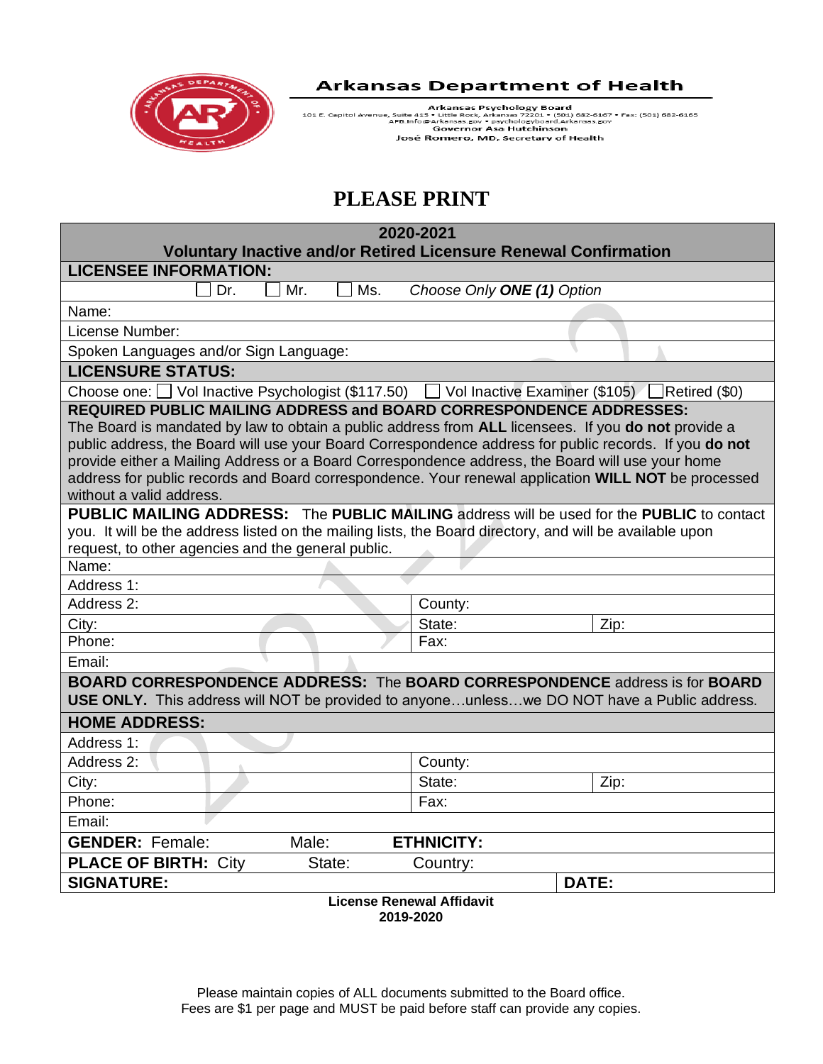**Arkansas Department of Health**

Arkansas Psychology Board
101 E. Capitol Avenue, Suite 415 • Little Rock, Arkansas 72201 • (501) 682-6167 • Fax: (501) 682-6165
APB.Info@Arkansas.gov • psychologyboard.Arkansas.gov
Governor Asa Hutchinson
José Romero, MD, Secretary of Health

# PLEASE PRINT

| **2020-2021 Voluntary Inactive and/or Retired Licensure Renewal Confirmation** | | |
|---|---|---|
| **LICENSEE INFORMATION:** | | |
| ☐ Dr. ☐ Mr. ☐ Ms. *Choose Only **ONE (1)** Option* | | |
| Name: | | |
| License Number: | | |
| Spoken Languages and/or Sign Language: | | |
| **LICENSURE STATUS:** | | |
| Choose one: ☐ Vol Inactive Psychologist ($117.50) ☐ Vol Inactive Examiner ($105) ☐ Retired ($0) | | |
| **REQUIRED PUBLIC MAILING ADDRESS and BOARD CORRESPONDENCE ADDRESSES:** The Board is mandated by law to obtain a public address from **ALL** licensees. If you **do not** provide a public address, the Board will use your Board Correspondence address for public records. If you **do not** provide either a Mailing Address or a Board Correspondence address, the Board will use your home address for public records and Board correspondence. Your renewal application **WILL NOT** be processed without a valid address. | | |
| **PUBLIC MAILING ADDRESS:** The **PUBLIC MAILING** address will be used for the **PUBLIC** to contact you. It will be the address listed on the mailing lists, the Board directory, and will be available upon request, to other agencies and the general public. | | |
| Name: | | |
| Address 1: | | |
| Address 2: | County: | |
| City: | State: | Zip: |
| Phone: | Fax: | |
| Email: | | |
| **BOARD CORRESPONDENCE ADDRESS:** The **BOARD CORRESPONDENCE** address is for **BOARD USE ONLY.** This address will NOT be provided to anyone…unless…we DO NOT have a Public address. | | |
| **HOME ADDRESS:** | | |
| Address 1: | | |
| Address 2: | County: | |
| City: | State: | Zip: |
| Phone: | Fax: | |
| Email: | | |
| **GENDER:** Female: Male: | **ETHNICITY:** | |
| **PLACE OF BIRTH:** City State: | Country: | |
| **SIGNATURE:** | | **DATE:** |

**License Renewal Affidavit**
**2019-2020**

Please maintain copies of ALL documents submitted to the Board office.
Fees are $1 per page and MUST be paid before staff can provide any copies.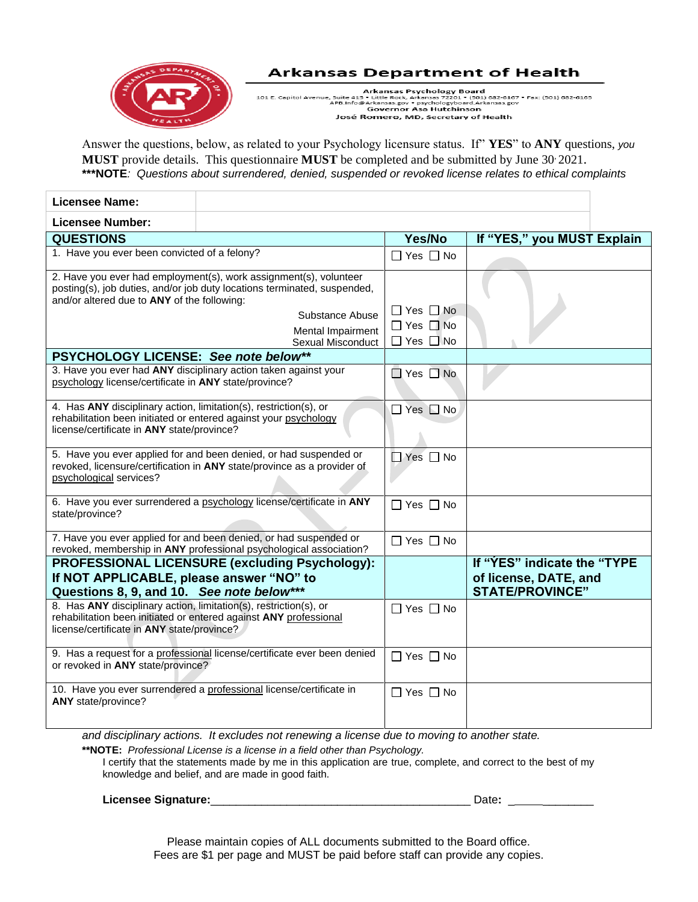# Arkansas Department of Health

Arkansas Psychology Board
101 E. Capitol Avenue, Suite 415 • Little Rock, Arkansas 72201 • (501) 682-6167 • Fax: (501) 682-6165
APB.Info@Arkansas.gov • psychologyboard.Arkansas.gov
Governor Asa Hutchinson
José Romero, MD, Secretary of Health

Answer the questions, below, as related to your Psychology licensure status. If" **YES**" to **ANY** questions, *you* **MUST** provide details. This questionnaire **MUST** be completed and be submitted by June 30, 2021.
***NOTE*: Questions about surrendered, denied, suspended or revoked license relates to ethical complaints*

| Licensee Name: | |
|---|---|
| Licensee Number: | |

| QUESTIONS | Yes/No | If "YES," you MUST Explain |
|---|---|---|
| 1. Have you ever been convicted of a felony? | ☐ Yes ☐ No | |
| 2. Have you ever had employment(s), work assignment(s), volunteer posting(s), job duties, and/or job duty locations terminated, suspended, and/or altered due to **ANY** of the following: Substance Abuse | ☐ Yes ☐ No | |
| Mental Impairment | ☐ Yes ☐ No | |
| Sexual Misconduct | ☐ Yes ☐ No | |
| **PSYCHOLOGY LICENSE: *See note below*** | | |
| 3. Have you ever had **ANY** disciplinary action taken against your psychology license/certificate in **ANY** state/province? | ☐ Yes ☐ No | |
| 4. Has **ANY** disciplinary action, limitation(s), restriction(s), or rehabilitation been initiated or entered against your psychology license/certificate in **ANY** state/province? | ☐ Yes ☐ No | |
| 5. Have you ever applied for and been denied, or had suspended or revoked, licensure/certification in **ANY** state/province as a provider of psychological services? | ☐ Yes ☐ No | |
| 6. Have you ever surrendered a psychology license/certificate in **ANY** state/province? | ☐ Yes ☐ No | |
| 7. Have you ever applied for and been denied, or had suspended or revoked, membership in **ANY** professional psychological association? | ☐ Yes ☐ No | |
| **PROFESSIONAL LICENSURE (excluding Psychology): If NOT APPLICABLE, please answer "NO" to Questions 8, 9, and 10. *See note below**** | | **If "YES" indicate the "TYPE of license, DATE, and STATE/PROVINCE"** |
| 8. Has **ANY** disciplinary action, limitation(s), restriction(s), or rehabilitation been initiated or entered against **ANY** professional license/certificate in **ANY** state/province? | ☐ Yes ☐ No | |
| 9. Has a request for a professional license/certificate ever been denied or revoked in **ANY** state/province? | ☐ Yes ☐ No | |
| 10. Have you ever surrendered a professional license/certificate in **ANY** state/province? | ☐ Yes ☐ No | |

*and disciplinary actions. It excludes not renewing a license due to moving to another state.*

****NOTE:** *Professional License is a license in a field other than Psychology.*

I certify that the statements made by me in this application are true, complete, and correct to the best of my knowledge and belief, and are made in good faith.

**Licensee Signature:**_________________________________________ Date**:** _____________

Please maintain copies of ALL documents submitted to the Board office.
Fees are $1 per page and MUST be paid before staff can provide any copies.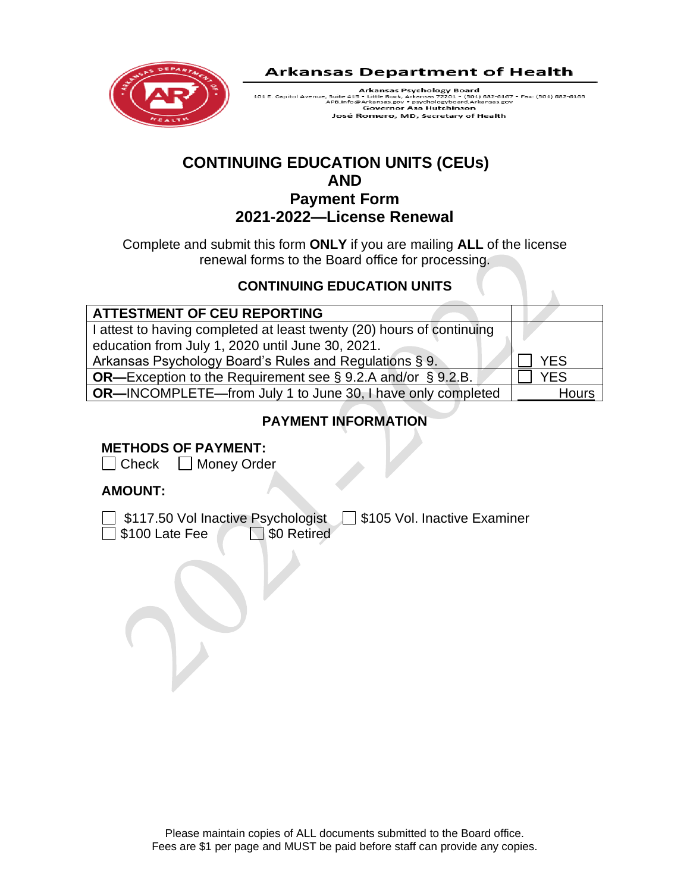Arkansas Department of Health

Arkansas Psychology Board
101 E. Capitol Avenue, Suite 415 • Little Rock, Arkansas 72201 • (501) 682-6167 • Fax: (501) 682-6165
APB.Info@Arkansas.gov • psychologyboard.Arkansas.gov
Governor Asa Hutchinson
José Romero, MD, Secretary of Health

# CONTINUING EDUCATION UNITS (CEUs) AND Payment Form 2021-2022—License Renewal

Complete and submit this form **ONLY** if you are mailing **ALL** of the license renewal forms to the Board office for processing.

## CONTINUING EDUCATION UNITS

| ATTESTMENT OF CEU REPORTING | |
|---|---|
| I attest to having completed at least twenty (20) hours of continuing education from July 1, 2020 until June 30, 2021. Arkansas Psychology Board's Rules and Regulations § 9. | ☐ YES |
| **OR—**Exception to the Requirement see § 9.2.A and/or § 9.2.B. | ☐ YES |
| **OR—**INCOMPLETE—from July 1 to June 30, I have only completed | ____ Hours |

## PAYMENT INFORMATION

**METHODS OF PAYMENT:**

☐ Check ☐ Money Order

**AMOUNT:**

☐ $117.50 Vol Inactive Psychologist ☐ $105 Vol. Inactive Examiner

☐ $100 Late Fee ☐ $0 Retired

Please maintain copies of ALL documents submitted to the Board office.
Fees are $1 per page and MUST be paid before staff can provide any copies.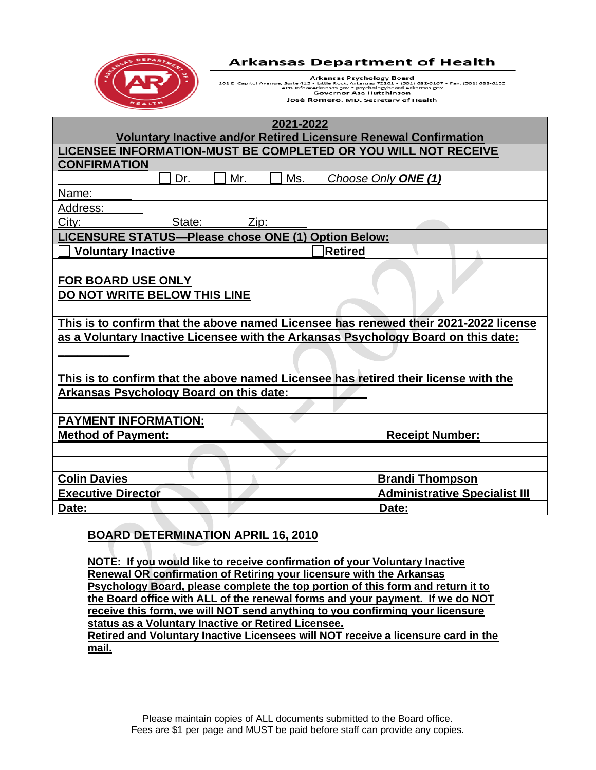## Arkansas Department of Health

Arkansas Psychology Board
101 E. Capitol Avenue, Suite 415 • Little Rock, Arkansas 72201 • (501) 682-6167 • Fax: (501) 682-6165
APB.Info@Arkansas.gov • psychologyboard.Arkansas.gov
Governor Asa Hutchinson
José Romero, MD, Secretary of Health

| **2021-2022** **Voluntary Inactive and/or Retired Licensure Renewal Confirmation** | |
|---|---|
| **LICENSEE INFORMATION-MUST BE COMPLETED OR YOU WILL NOT RECEIVE CONFIRMATION** | |
| ☐ Dr. ☐ Mr. ☐ Ms. *Choose Only **ONE (1)*** | |
| Name: | |
| Address: | |
| City: State: Zip: | |
| **LICENSURE STATUS—Please chose ONE (1) Option Below:** | |
| ☐ **Voluntary Inactive** | ☐ **Retired** |
| | |
| **FOR BOARD USE ONLY** | |
| **DO NOT WRITE BELOW THIS LINE** | |
| | |
| **This is to confirm that the above named Licensee has renewed their 2021-2022 license as a Voluntary Inactive Licensee with the Arkansas Psychology Board on this date: ________** | |
| | |
| **This is to confirm that the above named Licensee has retired their license with the Arkansas Psychology Board on this date: ________** | |
| | |
| **PAYMENT INFORMATION:** | |
| **Method of Payment:** | **Receipt Number:** |
| | |
| | |
| **Colin Davies** | **Brandi Thompson** |
| **Executive Director** | **Administrative Specialist III** |
| **Date:** | **Date:** |

**BOARD DETERMINATION APRIL 16, 2010**

**NOTE: If you would like to receive confirmation of your Voluntary Inactive Renewal OR confirmation of Retiring your licensure with the Arkansas Psychology Board, please complete the top portion of this form and return it to the Board office with ALL of the renewal forms and your payment. If we do NOT receive this form, we will NOT send anything to you confirming your licensure status as a Voluntary Inactive or Retired Licensee.**
**Retired and Voluntary Inactive Licensees will NOT receive a licensure card in the mail.**

Please maintain copies of ALL documents submitted to the Board office.
Fees are $1 per page and MUST be paid before staff can provide any copies.